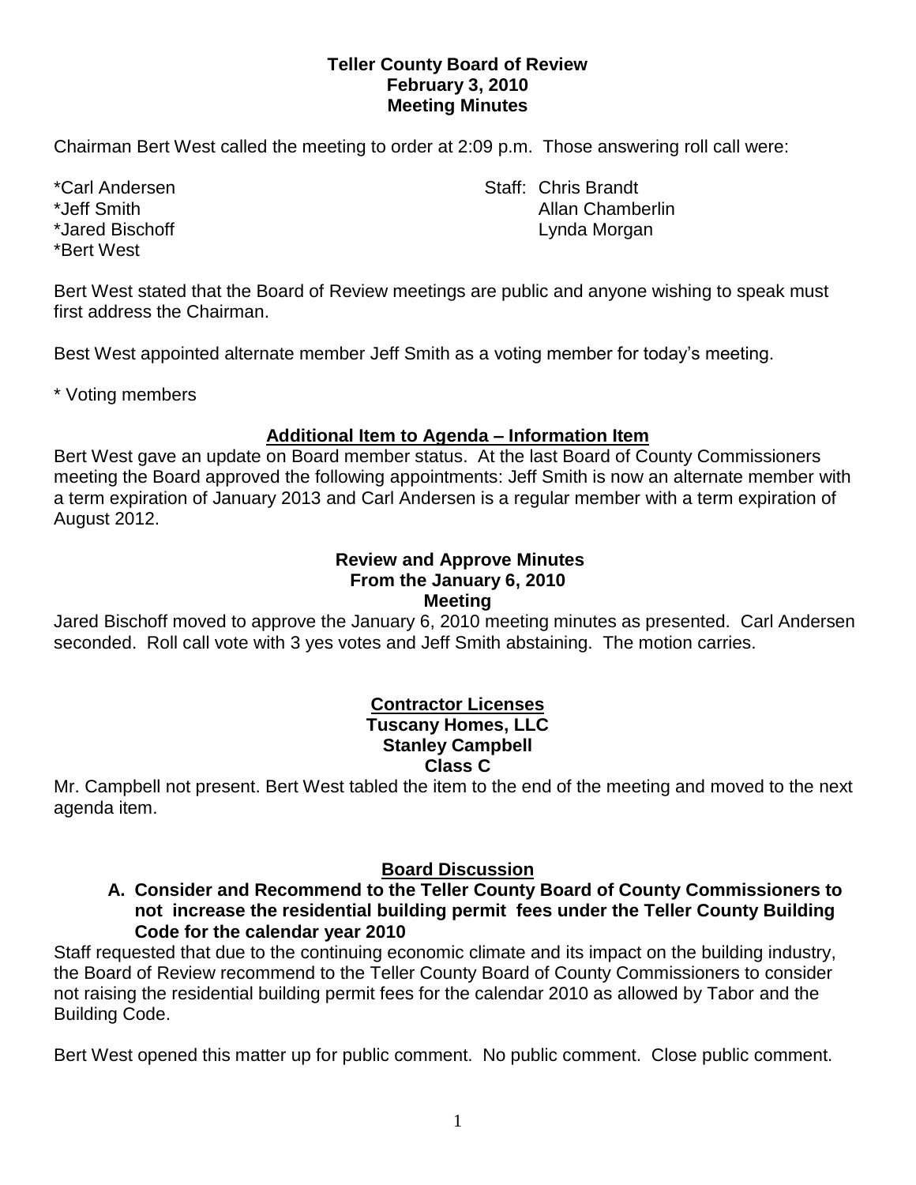**Teller County Board of Review**
**February 3, 2010**
**Meeting Minutes**

Chairman Bert West called the meeting to order at 2:09 p.m. Those answering roll call were:

*Carl Andersen
*Jeff Smith
*Jared Bischoff
*Bert West

Staff: Chris Brandt
Allan Chamberlin
Lynda Morgan

Bert West stated that the Board of Review meetings are public and anyone wishing to speak must first address the Chairman.

Best West appointed alternate member Jeff Smith as a voting member for today's meeting.

* Voting members

**Additional Item to Agenda – Information Item**

Bert West gave an update on Board member status. At the last Board of County Commissioners meeting the Board approved the following appointments: Jeff Smith is now an alternate member with a term expiration of January 2013 and Carl Andersen is a regular member with a term expiration of August 2012.

**Review and Approve Minutes**
**From the January 6, 2010**
**Meeting**

Jared Bischoff moved to approve the January 6, 2010 meeting minutes as presented. Carl Andersen seconded. Roll call vote with 3 yes votes and Jeff Smith abstaining. The motion carries.

**Contractor Licenses**
**Tuscany Homes, LLC**
**Stanley Campbell**
**Class C**

Mr. Campbell not present. Bert West tabled the item to the end of the meeting and moved to the next agenda item.

**Board Discussion**

**A. Consider and Recommend to the Teller County Board of County Commissioners to not increase the residential building permit fees under the Teller County Building Code for the calendar year 2010**

Staff requested that due to the continuing economic climate and its impact on the building industry, the Board of Review recommend to the Teller County Board of County Commissioners to consider not raising the residential building permit fees for the calendar 2010 as allowed by Tabor and the Building Code.

Bert West opened this matter up for public comment. No public comment. Close public comment.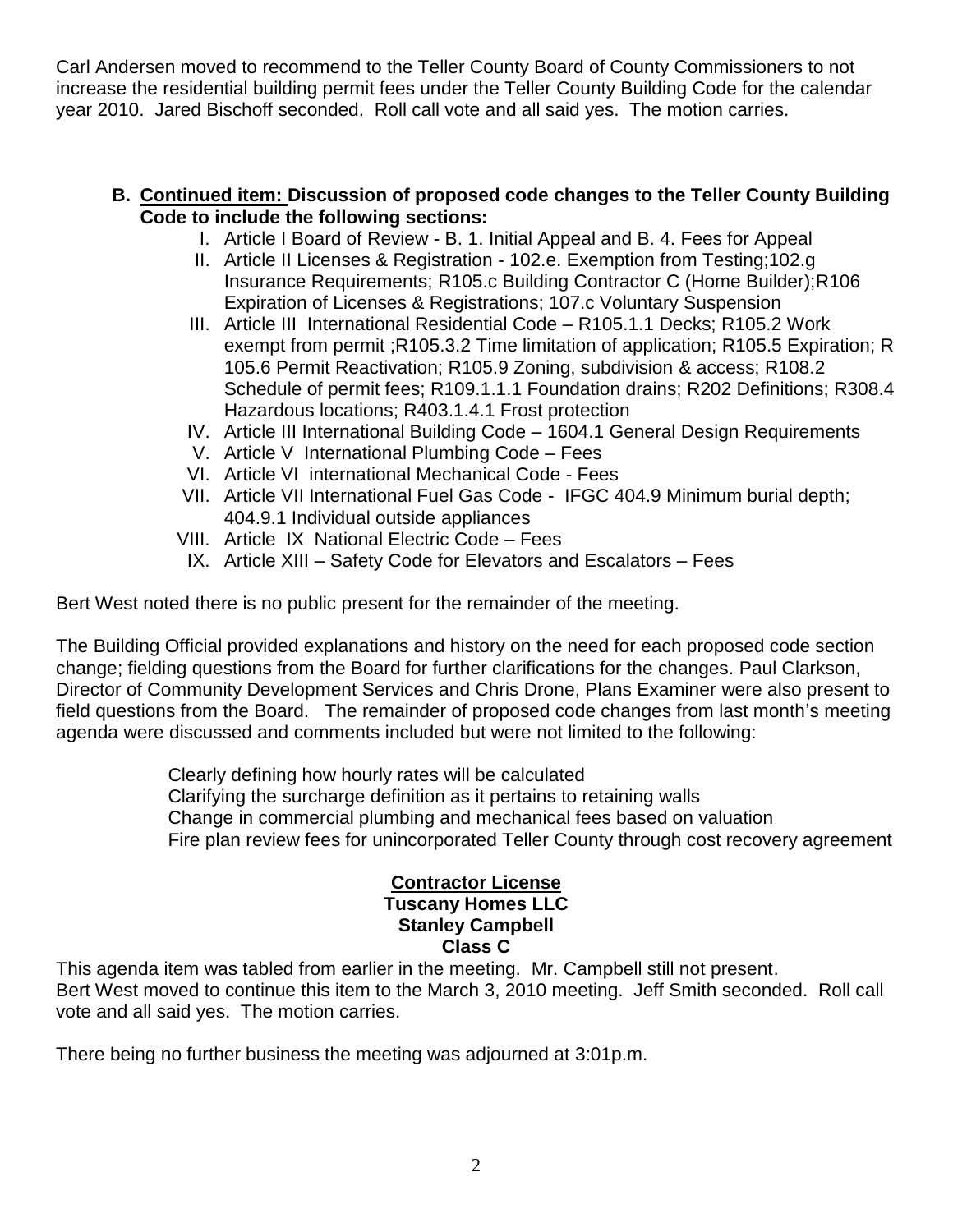Carl Andersen moved to recommend to the Teller County Board of County Commissioners to not increase the residential building permit fees under the Teller County Building Code for the calendar year 2010. Jared Bischoff seconded. Roll call vote and all said yes. The motion carries.

**B. Continued item: Discussion of proposed code changes to the Teller County Building Code to include the following sections:**

I. Article I Board of Review - B. 1. Initial Appeal and B. 4. Fees for Appeal
II. Article II Licenses & Registration - 102.e. Exemption from Testing;102.g Insurance Requirements; R105.c Building Contractor C (Home Builder);R106 Expiration of Licenses & Registrations; 107.c Voluntary Suspension
III. Article III International Residential Code – R105.1.1 Decks; R105.2 Work exempt from permit ;R105.3.2 Time limitation of application; R105.5 Expiration; R 105.6 Permit Reactivation; R105.9 Zoning, subdivision & access; R108.2 Schedule of permit fees; R109.1.1.1 Foundation drains; R202 Definitions; R308.4 Hazardous locations; R403.1.4.1 Frost protection
IV. Article III International Building Code – 1604.1 General Design Requirements
V. Article V International Plumbing Code – Fees
VI. Article VI international Mechanical Code - Fees
VII. Article VII International Fuel Gas Code - IFGC 404.9 Minimum burial depth; 404.9.1 Individual outside appliances
VIII. Article IX National Electric Code – Fees
IX. Article XIII – Safety Code for Elevators and Escalators – Fees

Bert West noted there is no public present for the remainder of the meeting.

The Building Official provided explanations and history on the need for each proposed code section change; fielding questions from the Board for further clarifications for the changes. Paul Clarkson, Director of Community Development Services and Chris Drone, Plans Examiner were also present to field questions from the Board. The remainder of proposed code changes from last month's meeting agenda were discussed and comments included but were not limited to the following:

Clearly defining how hourly rates will be calculated
Clarifying the surcharge definition as it pertains to retaining walls
Change in commercial plumbing and mechanical fees based on valuation
Fire plan review fees for unincorporated Teller County through cost recovery agreement

**Contractor License**
**Tuscany Homes LLC**
**Stanley Campbell**
**Class C**

This agenda item was tabled from earlier in the meeting. Mr. Campbell still not present.
Bert West moved to continue this item to the March 3, 2010 meeting. Jeff Smith seconded. Roll call vote and all said yes. The motion carries.

There being no further business the meeting was adjourned at 3:01p.m.